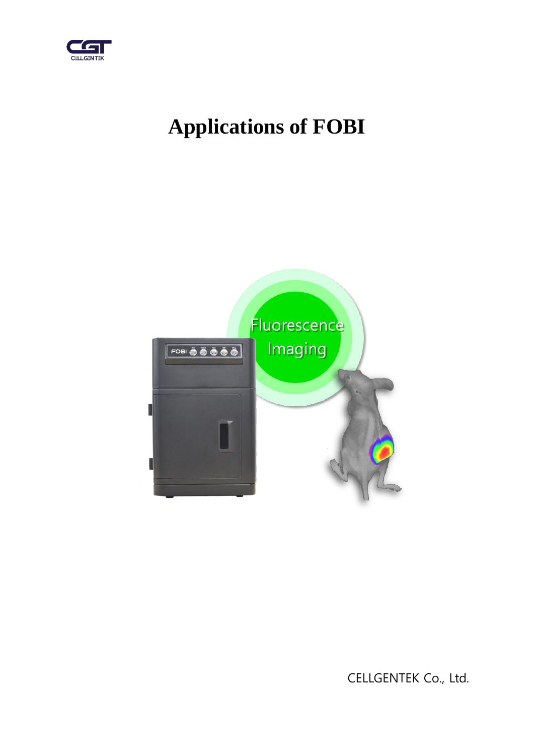# Applications of FOBI

CELLGENTEK Co., Ltd.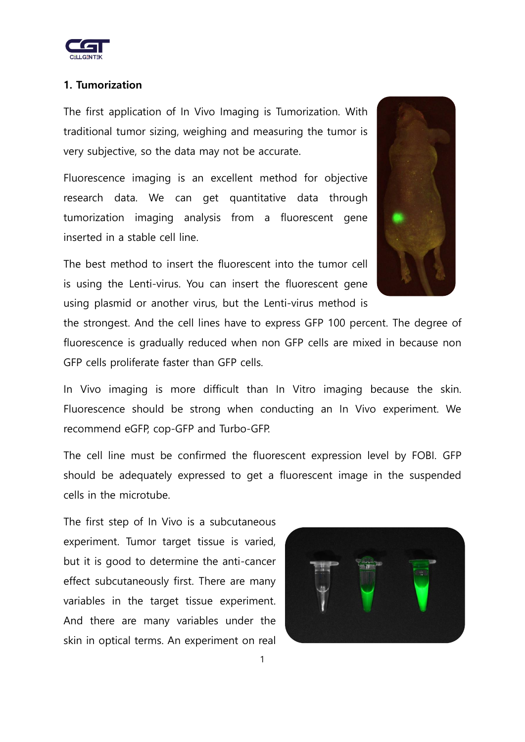## 1. Tumorization

The first application of In Vivo Imaging is Tumorization. With traditional tumor sizing, weighing and measuring the tumor is very subjective, so the data may not be accurate.

Fluorescence imaging is an excellent method for objective research data. We can get quantitative data through tumorization imaging analysis from a fluorescent gene inserted in a stable cell line.

The best method to insert the fluorescent into the tumor cell is using the Lenti-virus. You can insert the fluorescent gene using plasmid or another virus, but the Lenti-virus method is the strongest. And the cell lines have to express GFP 100 percent. The degree of fluorescence is gradually reduced when non GFP cells are mixed in because non GFP cells proliferate faster than GFP cells.

In Vivo imaging is more difficult than In Vitro imaging because the skin. Fluorescence should be strong when conducting an In Vivo experiment. We recommend eGFP, cop-GFP and Turbo-GFP.

The cell line must be confirmed the fluorescent expression level by FOBI. GFP should be adequately expressed to get a fluorescent image in the suspended cells in the microtube.

The first step of In Vivo is a subcutaneous experiment. Tumor target tissue is varied, but it is good to determine the anti-cancer effect subcutaneously first. There are many variables in the target tissue experiment. And there are many variables under the skin in optical terms. An experiment on real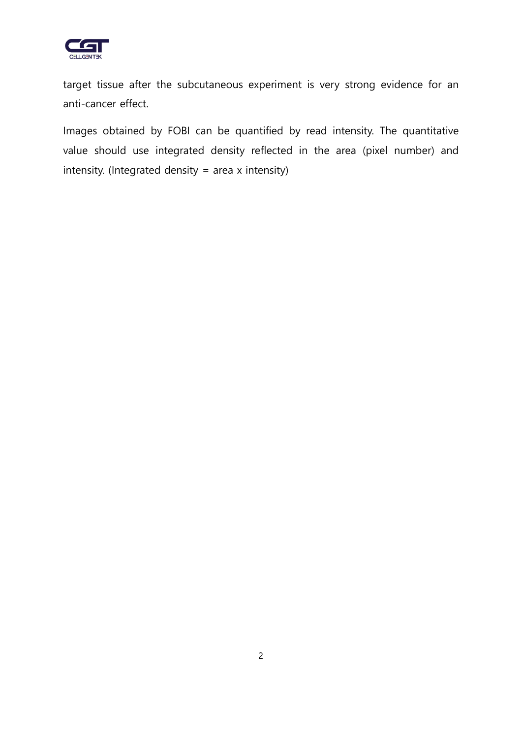target tissue after the subcutaneous experiment is very strong evidence for an anti-cancer effect.

Images obtained by FOBI can be quantified by read intensity. The quantitative value should use integrated density reflected in the area (pixel number) and intensity. (Integrated density = area x intensity)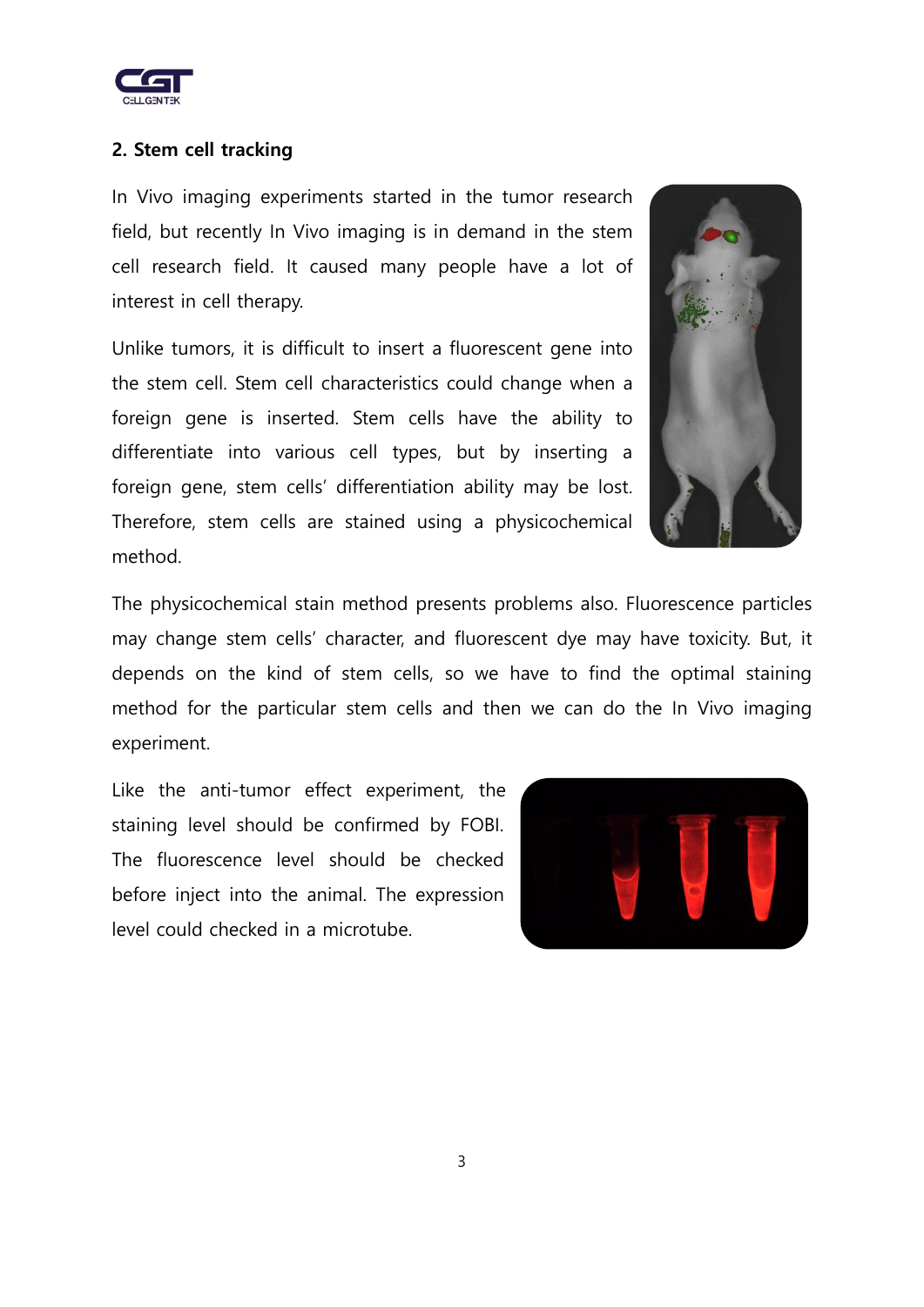## 2. Stem cell tracking

In Vivo imaging experiments started in the tumor research field, but recently In Vivo imaging is in demand in the stem cell research field. It caused many people have a lot of interest in cell therapy.

Unlike tumors, it is difficult to insert a fluorescent gene into the stem cell. Stem cell characteristics could change when a foreign gene is inserted. Stem cells have the ability to differentiate into various cell types, but by inserting a foreign gene, stem cells' differentiation ability may be lost. Therefore, stem cells are stained using a physicochemical method.

The physicochemical stain method presents problems also. Fluorescence particles may change stem cells' character, and fluorescent dye may have toxicity. But, it depends on the kind of stem cells, so we have to find the optimal staining method for the particular stem cells and then we can do the In Vivo imaging experiment.

Like the anti-tumor effect experiment, the staining level should be confirmed by FOBI. The fluorescence level should be checked before inject into the animal. The expression level could checked in a microtube.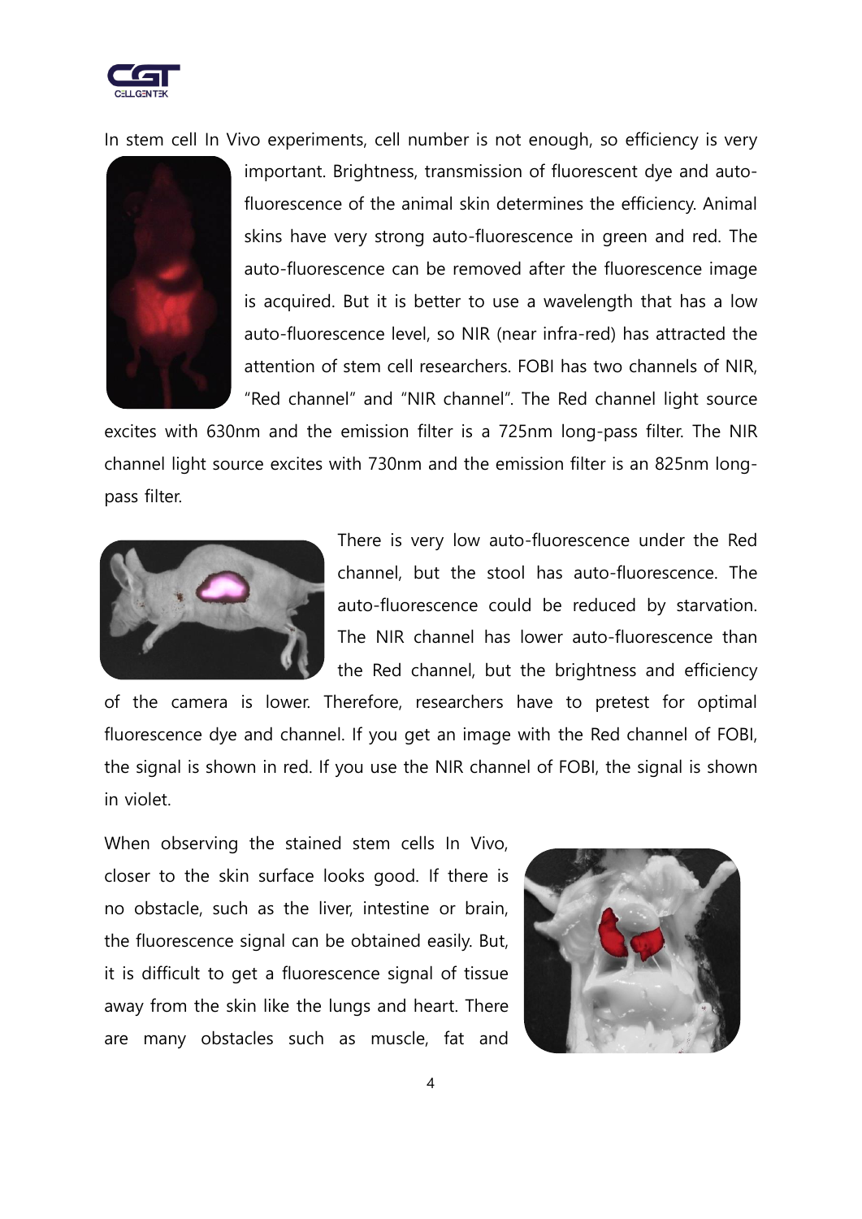In stem cell In Vivo experiments, cell number is not enough, so efficiency is very important. Brightness, transmission of fluorescent dye and auto-fluorescence of the animal skin determines the efficiency. Animal skins have very strong auto-fluorescence in green and red. The auto-fluorescence can be removed after the fluorescence image is acquired. But it is better to use a wavelength that has a low auto-fluorescence level, so NIR (near infra-red) has attracted the attention of stem cell researchers. FOBI has two channels of NIR, “Red channel” and “NIR channel”. The Red channel light source excites with 630nm and the emission filter is a 725nm long-pass filter. The NIR channel light source excites with 730nm and the emission filter is an 825nm long-pass filter.

There is very low auto-fluorescence under the Red channel, but the stool has auto-fluorescence. The auto-fluorescence could be reduced by starvation. The NIR channel has lower auto-fluorescence than the Red channel, but the brightness and efficiency of the camera is lower. Therefore, researchers have to pretest for optimal fluorescence dye and channel. If you get an image with the Red channel of FOBI, the signal is shown in red. If you use the NIR channel of FOBI, the signal is shown in violet.

When observing the stained stem cells In Vivo, closer to the skin surface looks good. If there is no obstacle, such as the liver, intestine or brain, the fluorescence signal can be obtained easily. But, it is difficult to get a fluorescence signal of tissue away from the skin like the lungs and heart. There are many obstacles such as muscle, fat and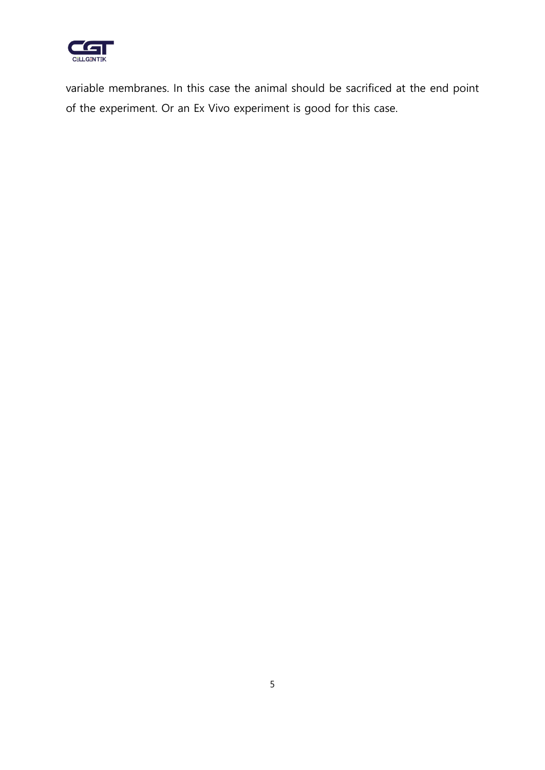variable membranes. In this case the animal should be sacrificed at the end point of the experiment. Or an Ex Vivo experiment is good for this case.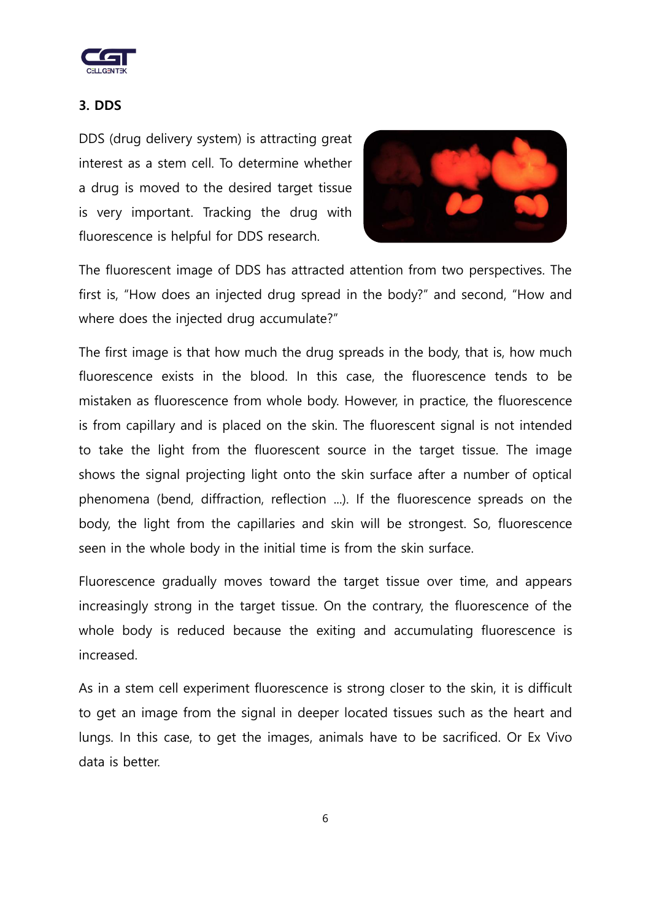## 3. DDS

DDS (drug delivery system) is attracting great interest as a stem cell. To determine whether a drug is moved to the desired target tissue is very important. Tracking the drug with fluorescence is helpful for DDS research.

The fluorescent image of DDS has attracted attention from two perspectives. The first is, "How does an injected drug spread in the body?" and second, "How and where does the injected drug accumulate?"

The first image is that how much the drug spreads in the body, that is, how much fluorescence exists in the blood. In this case, the fluorescence tends to be mistaken as fluorescence from whole body. However, in practice, the fluorescence is from capillary and is placed on the skin. The fluorescent signal is not intended to take the light from the fluorescent source in the target tissue. The image shows the signal projecting light onto the skin surface after a number of optical phenomena (bend, diffraction, reflection ...). If the fluorescence spreads on the body, the light from the capillaries and skin will be strongest. So, fluorescence seen in the whole body in the initial time is from the skin surface.

Fluorescence gradually moves toward the target tissue over time, and appears increasingly strong in the target tissue. On the contrary, the fluorescence of the whole body is reduced because the exiting and accumulating fluorescence is increased.

As in a stem cell experiment fluorescence is strong closer to the skin, it is difficult to get an image from the signal in deeper located tissues such as the heart and lungs. In this case, to get the images, animals have to be sacrificed. Or Ex Vivo data is better.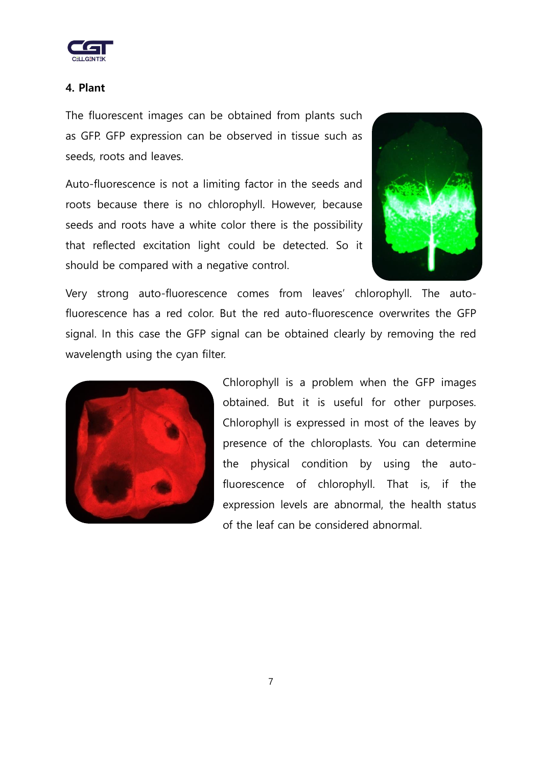## 4. Plant

The fluorescent images can be obtained from plants such as GFP. GFP expression can be observed in tissue such as seeds, roots and leaves.

Auto-fluorescence is not a limiting factor in the seeds and roots because there is no chlorophyll. However, because seeds and roots have a white color there is the possibility that reflected excitation light could be detected. So it should be compared with a negative control.

Very strong auto-fluorescence comes from leaves' chlorophyll. The auto-fluorescence has a red color. But the red auto-fluorescence overwrites the GFP signal. In this case the GFP signal can be obtained clearly by removing the red wavelength using the cyan filter.

Chlorophyll is a problem when the GFP images obtained. But it is useful for other purposes. Chlorophyll is expressed in most of the leaves by presence of the chloroplasts. You can determine the physical condition by using the auto-fluorescence of chlorophyll. That is, if the expression levels are abnormal, the health status of the leaf can be considered abnormal.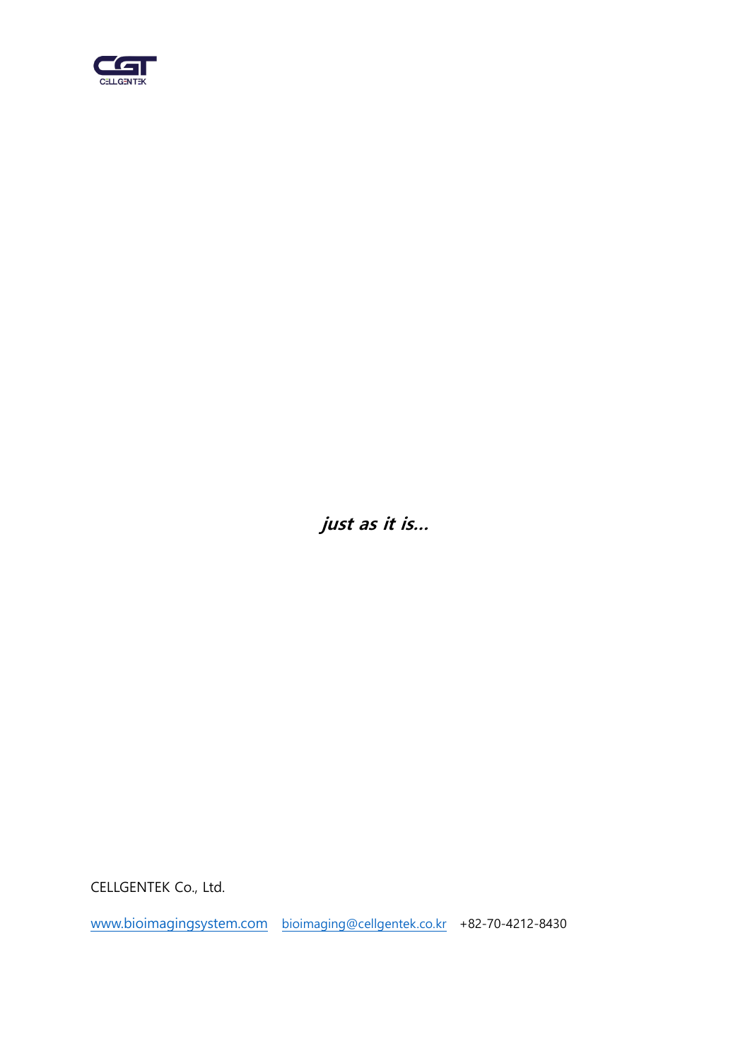***just as it is...***

CELLGENTEK Co., Ltd.

www.bioimagingsystem.com bioimaging@cellgentek.co.kr +82-70-4212-8430